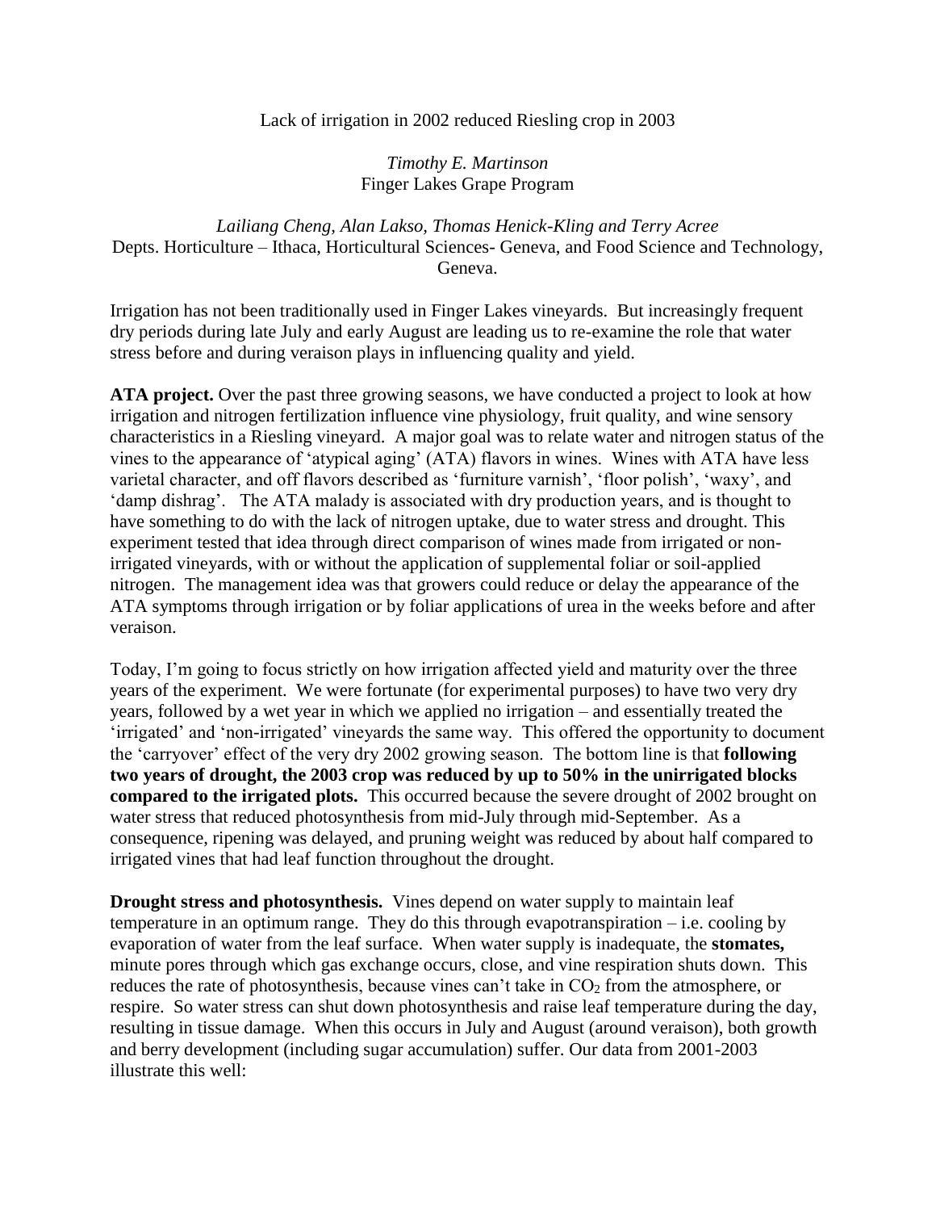# Lack of irrigation in 2002 reduced Riesling crop in 2003

*Timothy E. Martinson*
Finger Lakes Grape Program

*Lailiang Cheng, Alan Lakso, Thomas Henick-Kling and Terry Acree*
Depts. Horticulture – Ithaca, Horticultural Sciences- Geneva, and Food Science and Technology, Geneva.

Irrigation has not been traditionally used in Finger Lakes vineyards. But increasingly frequent dry periods during late July and early August are leading us to re-examine the role that water stress before and during veraison plays in influencing quality and yield.

**ATA project.** Over the past three growing seasons, we have conducted a project to look at how irrigation and nitrogen fertilization influence vine physiology, fruit quality, and wine sensory characteristics in a Riesling vineyard. A major goal was to relate water and nitrogen status of the vines to the appearance of 'atypical aging' (ATA) flavors in wines. Wines with ATA have less varietal character, and off flavors described as 'furniture varnish', 'floor polish', 'waxy', and 'damp dishrag'. The ATA malady is associated with dry production years, and is thought to have something to do with the lack of nitrogen uptake, due to water stress and drought. This experiment tested that idea through direct comparison of wines made from irrigated or non-irrigated vineyards, with or without the application of supplemental foliar or soil-applied nitrogen. The management idea was that growers could reduce or delay the appearance of the ATA symptoms through irrigation or by foliar applications of urea in the weeks before and after veraison.

Today, I'm going to focus strictly on how irrigation affected yield and maturity over the three years of the experiment. We were fortunate (for experimental purposes) to have two very dry years, followed by a wet year in which we applied no irrigation – and essentially treated the 'irrigated' and 'non-irrigated' vineyards the same way. This offered the opportunity to document the 'carryover' effect of the very dry 2002 growing season. The bottom line is that **following two years of drought, the 2003 crop was reduced by up to 50% in the unirrigated blocks compared to the irrigated plots.** This occurred because the severe drought of 2002 brought on water stress that reduced photosynthesis from mid-July through mid-September. As a consequence, ripening was delayed, and pruning weight was reduced by about half compared to irrigated vines that had leaf function throughout the drought.

**Drought stress and photosynthesis.** Vines depend on water supply to maintain leaf temperature in an optimum range. They do this through evapotranspiration – i.e. cooling by evaporation of water from the leaf surface. When water supply is inadequate, the **stomates,** minute pores through which gas exchange occurs, close, and vine respiration shuts down. This reduces the rate of photosynthesis, because vines can't take in $CO_2$ from the atmosphere, or respire. So water stress can shut down photosynthesis and raise leaf temperature during the day, resulting in tissue damage. When this occurs in July and August (around veraison), both growth and berry development (including sugar accumulation) suffer. Our data from 2001-2003 illustrate this well: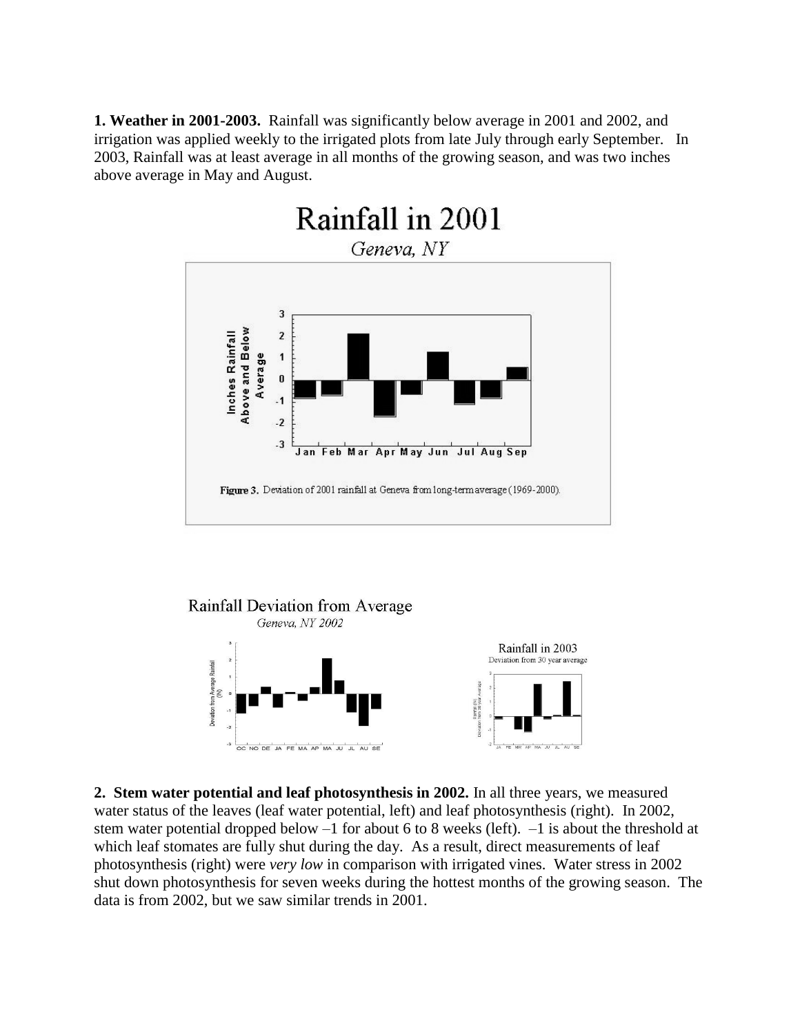**1. Weather in 2001-2003.** Rainfall was significantly below average in 2001 and 2002, and irrigation was applied weekly to the irrigated plots from late July through early September. In 2003, Rainfall was at least average in all months of the growing season, and was two inches above average in May and August.

Figure 3. Deviation of 2001 rainfall at Geneva from long-term average (1969-2000).

**2. Stem water potential and leaf photosynthesis in 2002.** In all three years, we measured water status of the leaves (leaf water potential, left) and leaf photosynthesis (right). In 2002, stem water potential dropped below –1 for about 6 to 8 weeks (left). –1 is about the threshold at which leaf stomates are fully shut during the day. As a result, direct measurements of leaf photosynthesis (right) were *very low* in comparison with irrigated vines. Water stress in 2002 shut down photosynthesis for seven weeks during the hottest months of the growing season. The data is from 2002, but we saw similar trends in 2001.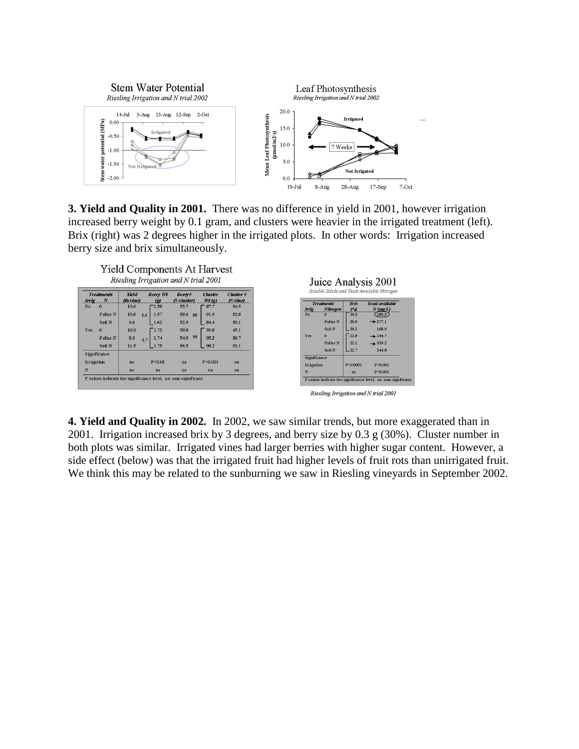Stem Water Potential
*Riesling Irrigation and N trial 2002*

Leaf Photosynthesis
*Riesling Irrigation and N trial 2002*

**3. Yield and Quality in 2001.** There was no difference in yield in 2001, however irrigation increased berry weight by 0.1 gram, and clusters were heavier in the irrigated treatment (left). Brix (right) was 2 degrees higher in the irrigated plots. In other words: Irrigation increased berry size and brix simultaneously.

Yield Components At Harvest
*Riesling Irrigation and N trial 2001*

| Treatments Irrig | N | Yield (lb/vine) | Berry Wt (g) | Berry# (#/cluster) | Cluster Wt (g) | Cluster # (#/vine) |
|---|---|---|---|---|---|---|
| No | 0 | 10.6 | 1.58 | 55.7 | 87.7 | 54.5 |
| | Foliar N | 10.6 | 1.57 (1.6) | 58.6 | 91.5 (88) | 52.8 |
| | Soil N | 9.6 | 1.62 | 52.9 | 84.4 | 50.1 |
| Yes | 0 | 10.0 | 1.73 | 58.8 | 99.8 | 45.1 |
| | Foliar N | 8.3 | 1.74 (1.7) | 54.9 | 95.2 (98) | 38.7 |
| | Soil N | 11.5 | 1.75 | 56.5 | 98.2 | 53.1 |
| Significance | | | | | | |
| Irrigation | | ns | P<0.01 | ns | P<0.001 | ns |
| N | | ns | ns | ns | ns | ns |

P values indicate the significance level. ns: non-significant.

Juice Analysis 2001
*Soluble Solids and Yeast Available Nitrogen*

| Treatments Irrig | Nitrogen | Brix (%) | Yeast available N (mg/L) |
|---|---|---|---|
| No | 0 | 20.3 | 180.9 |
| | Foliar N | 20.0 | 277.1 |
| | Soil N | 20.2 | 168.9 |
| Yes | 0 | 22.8 | 244.7 |
| | Foliar N | 22.1 | 329.2 |
| | Soil N | 22.7 | 244.8 |
| Significance | | | |
| Irrigation | | P<0.0001 | P<0.001 |
| N | | ns | P<0.001 |

P values indicate the significance level. ns: non-significant.

*Riesling Irrigation and N trial 2001*

**4. Yield and Quality in 2002.** In 2002, we saw similar trends, but more exaggerated than in 2001. Irrigation increased brix by 3 degrees, and berry size by 0.3 g (30%). Cluster number in both plots was similar. Irrigated vines had larger berries with higher sugar content. However, a side effect (below) was that the irrigated fruit had higher levels of fruit rots than unirrigated fruit. We think this may be related to the sunburning we saw in Riesling vineyards in September 2002.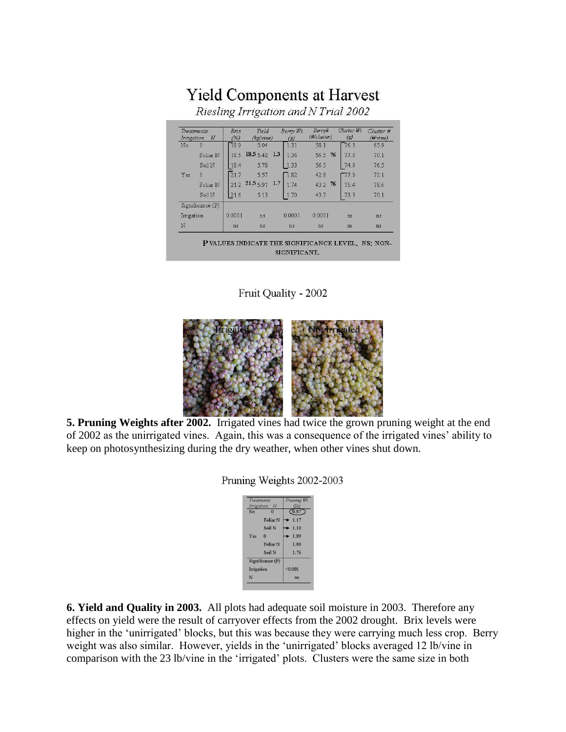# Yield Components at Harvest

*Riesling Irrigation and N Trial 2002*

| Treatments Irrigation | N | Brix (%) | Yield (kg/vine) | Berry Wt (g) | Berry# (#/cluster) | Cluster Wt (g) | Cluster # (#/vine) |
|---|---|---|---|---|---|---|---|
| No | 0 | 18.9 | 5.04 | 1.31 | 58.1 | 76.3 | 65.9 |
| | Foliar N | 18.5 **18.5** | 5.42 **1.3** | 1.36 | 56.5 **76** | 77.0 | 70.1 |
| | Soil N | 18.4 | 5.78 | 1.33 | 56.5 | 74.9 | 76.5 |
| Yes | 0 | 21.7 | 5.57 | 1.82 | 42.8 | 77.9 | 72.1 |
| | Foliar N | 21.2 **21.5** | 5.91 **1.7** | 1.74 | 43.2 **76** | 75.4 | 78.6 |
| | Soil N | 21.6 | 5.13 | 1.70 | 43.7 | 73.3 | 70.1 |
| Significance (P) | | | | | | | |
| Irrigation | | 0.0001 | ns | 0.0001 | 0.0001 | ns | ns |
| N | | ns | ns | ns | ns | ns | ns |

P VALUES INDICATE THE SIGNIFICANCE LEVEL. NS: NON-SIGNIFICANT.

Fruit Quality - 2002

Irrigated | Not Irrigated

**5. Pruning Weights after 2002.** Irrigated vines had twice the grown pruning weight at the end of 2002 as the unirrigated vines. Again, this was a consequence of the irrigated vines' ability to keep on photosynthesizing during the dry weather, when other vines shut down.

Pruning Weights 2002-2003

| Treatments Irrigation | N | Pruning Wt (lb) |
|---|---|---|
| No | 0 | 0.87 |
| | Foliar N | 1.17 |
| | Soil N | 1.10 |
| Yes | 0 | 1.89 |
| | Foliar N | 1.80 |
| | Soil N | 1.76 |
| Significance (P) | | |
| Irrigation | | <0.001 |
| N | | ns |

**6. Yield and Quality in 2003.** All plots had adequate soil moisture in 2003. Therefore any effects on yield were the result of carryover effects from the 2002 drought. Brix levels were higher in the 'unirrigated' blocks, but this was because they were carrying much less crop. Berry weight was also similar. However, yields in the 'unirrigated' blocks averaged 12 lb/vine in comparison with the 23 lb/vine in the 'irrigated' plots. Clusters were the same size in both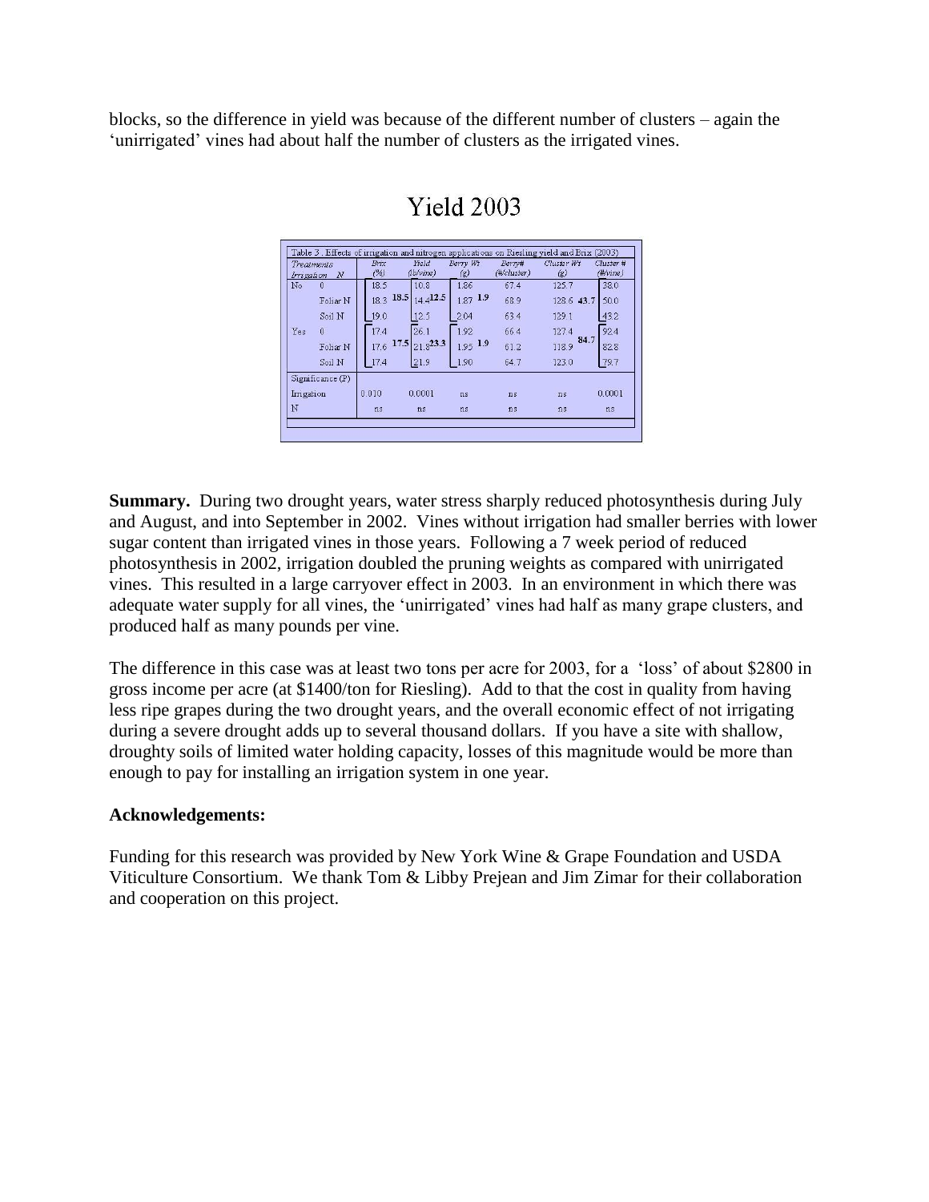blocks, so the difference in yield was because of the different number of clusters – again the 'unirrigated' vines had about half the number of clusters as the irrigated vines.

## Yield 2003

Table 3. Effects of irrigation and nitrogen applications on Riesling yield and Brix (2003)

| Treatments Irrigation | N | Brix (%) | | Yield (lb/vine) | | Berry Wt (g) | | Berry# (#/cluster) | Cluster Wt (g) | | Cluster # (#/vine) |
|---|---|---|---|---|---|---|---|---|---|---|---|
| No | 0 | 18.5 | | 10.8 | | 1.86 | | 67.4 | 125.7 | | 38.0 |
| | Foliar N | 18.3 | 18.5 | 14.4 | 12.5 | 1.87 | 1.9 | 68.9 | 128.6 | 43.7 | 50.0 |
| | Soil N | 19.0 | | 12.5 | | 2.04 | | 63.4 | 129.1 | | 43.2 |
| Yes | 0 | 17.4 | | 26.1 | | 1.92 | | 66.4 | 127.4 | | 92.4 |
| | Foliar N | 17.6 | 17.5 | 21.8 | 23.3 | 1.95 | 1.9 | 61.2 | 118.9 | 84.7 | 82.8 |
| | Soil N | 17.4 | | 21.9 | | 1.90 | | 64.7 | 123.0 | | 79.7 |
| Significance (P) | | | | | | | | | | | |
| Irrigation | | 0.010 | | 0.0001 | | ns | | ns | ns | | 0.0001 |
| N | | ns | | ns | | ns | | ns | ns | | ns |

**Summary.** During two drought years, water stress sharply reduced photosynthesis during July and August, and into September in 2002. Vines without irrigation had smaller berries with lower sugar content than irrigated vines in those years. Following a 7 week period of reduced photosynthesis in 2002, irrigation doubled the pruning weights as compared with unirrigated vines. This resulted in a large carryover effect in 2003. In an environment in which there was adequate water supply for all vines, the 'unirrigated' vines had half as many grape clusters, and produced half as many pounds per vine.

The difference in this case was at least two tons per acre for 2003, for a 'loss' of about $2800 in gross income per acre (at $1400/ton for Riesling). Add to that the cost in quality from having less ripe grapes during the two drought years, and the overall economic effect of not irrigating during a severe drought adds up to several thousand dollars. If you have a site with shallow, droughty soils of limited water holding capacity, losses of this magnitude would be more than enough to pay for installing an irrigation system in one year.

**Acknowledgements:**

Funding for this research was provided by New York Wine & Grape Foundation and USDA Viticulture Consortium. We thank Tom & Libby Prejean and Jim Zimar for their collaboration and cooperation on this project.